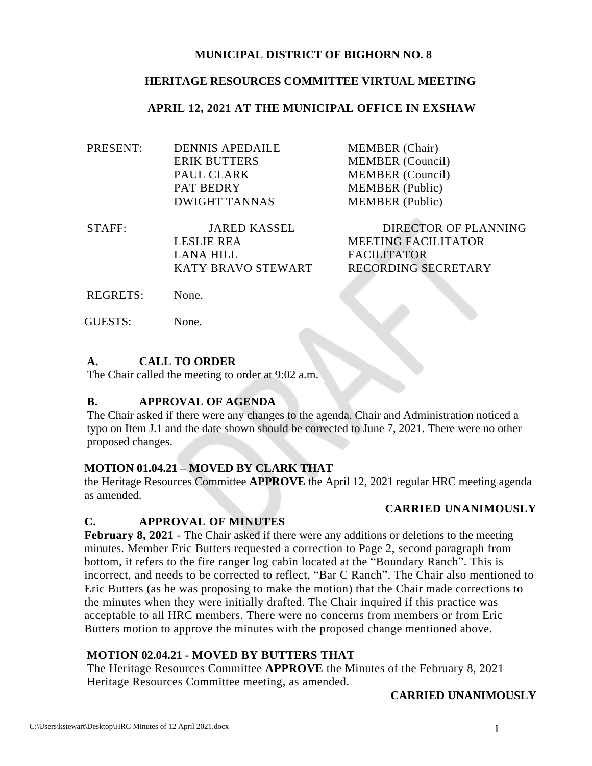**MUNICIPAL DISTRICT OF BIGHORN NO. 8**

**HERITAGE RESOURCES COMMITTEE VIRTUAL MEETING**

**APRIL 12, 2021 AT THE MUNICIPAL OFFICE IN EXSHAW**

| | | |
|---|---|---|
| PRESENT: | DENNIS APEDAILE | MEMBER (Chair) |
| | ERIK BUTTERS | MEMBER (Council) |
| | PAUL CLARK | MEMBER (Council) |
| | PAT BEDRY | MEMBER (Public) |
| | DWIGHT TANNAS | MEMBER (Public) |
| STAFF: | JARED KASSEL | DIRECTOR OF PLANNING |
| | LESLIE REA | MEETING FACILITATOR |
| | LANA HILL | FACILITATOR |
| | KATY BRAVO STEWART | RECORDING SECRETARY |
| REGRETS: | None. | |
| GUESTS: | None. | |

## A. CALL TO ORDER

The Chair called the meeting to order at 9:02 a.m.

## B. APPROVAL OF AGENDA

The Chair asked if there were any changes to the agenda. Chair and Administration noticed a typo on Item J.1 and the date shown should be corrected to June 7, 2021. There were no other proposed changes.

**MOTION 01.04.21 – MOVED BY CLARK THAT**
the Heritage Resources Committee **APPROVE** the April 12, 2021 regular HRC meeting agenda as amended.

**CARRIED UNANIMOUSLY**

## C. APPROVAL OF MINUTES

**February 8, 2021** - The Chair asked if there were any additions or deletions to the meeting minutes. Member Eric Butters requested a correction to Page 2, second paragraph from bottom, it refers to the fire ranger log cabin located at the "Boundary Ranch". This is incorrect, and needs to be corrected to reflect, "Bar C Ranch". The Chair also mentioned to Eric Butters (as he was proposing to make the motion) that the Chair made corrections to the minutes when they were initially drafted. The Chair inquired if this practice was acceptable to all HRC members. There were no concerns from members or from Eric Butters motion to approve the minutes with the proposed change mentioned above.

**MOTION 02.04.21 - MOVED BY BUTTERS THAT**
The Heritage Resources Committee **APPROVE** the Minutes of the February 8, 2021 Heritage Resources Committee meeting, as amended.

**CARRIED UNANIMOUSLY**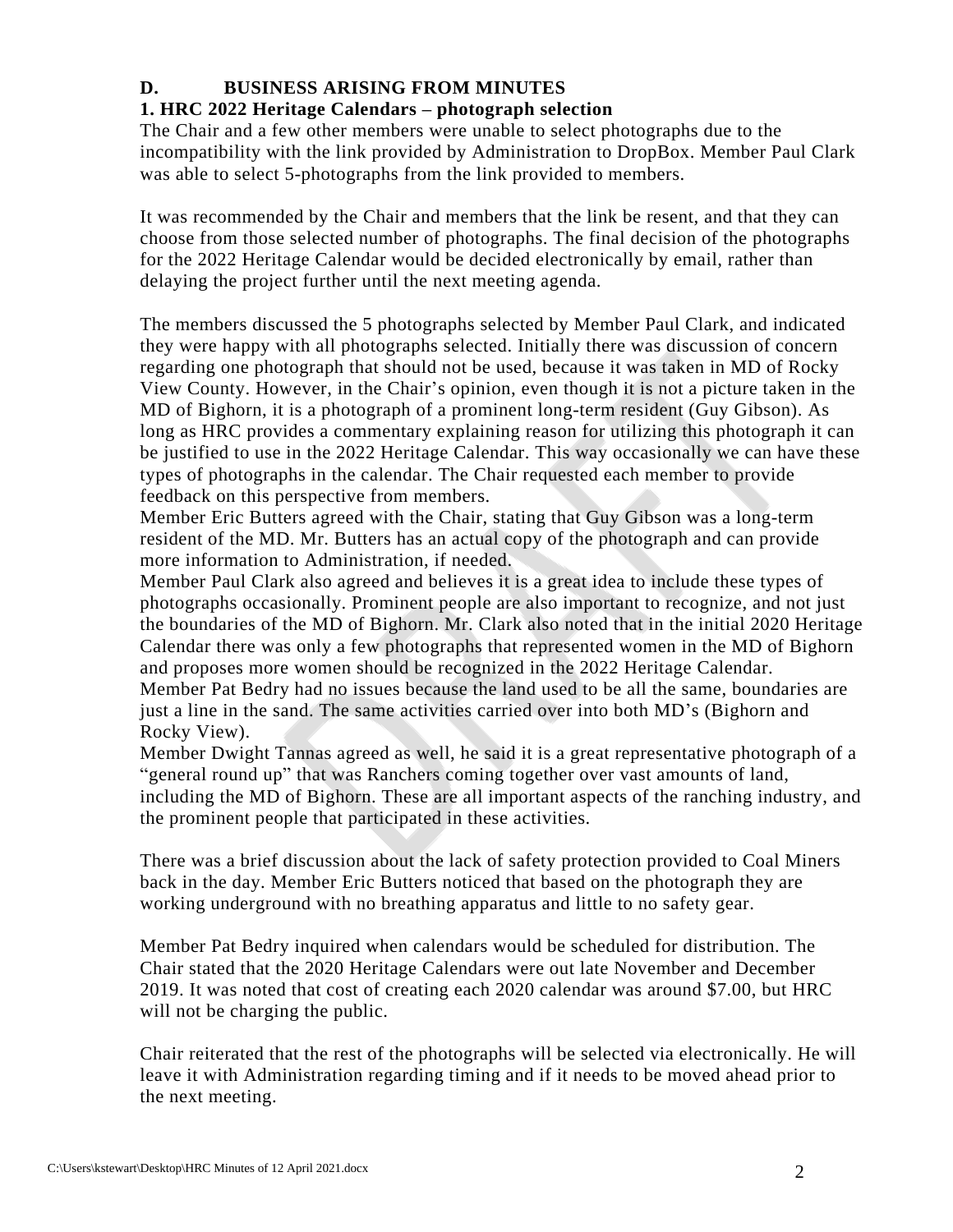## D. BUSINESS ARISING FROM MINUTES

### 1. HRC 2022 Heritage Calendars – photograph selection

The Chair and a few other members were unable to select photographs due to the incompatibility with the link provided by Administration to DropBox. Member Paul Clark was able to select 5-photographs from the link provided to members.

It was recommended by the Chair and members that the link be resent, and that they can choose from those selected number of photographs. The final decision of the photographs for the 2022 Heritage Calendar would be decided electronically by email, rather than delaying the project further until the next meeting agenda.

The members discussed the 5 photographs selected by Member Paul Clark, and indicated they were happy with all photographs selected. Initially there was discussion of concern regarding one photograph that should not be used, because it was taken in MD of Rocky View County. However, in the Chair's opinion, even though it is not a picture taken in the MD of Bighorn, it is a photograph of a prominent long-term resident (Guy Gibson). As long as HRC provides a commentary explaining reason for utilizing this photograph it can be justified to use in the 2022 Heritage Calendar. This way occasionally we can have these types of photographs in the calendar. The Chair requested each member to provide feedback on this perspective from members.

Member Eric Butters agreed with the Chair, stating that Guy Gibson was a long-term resident of the MD. Mr. Butters has an actual copy of the photograph and can provide more information to Administration, if needed.

Member Paul Clark also agreed and believes it is a great idea to include these types of photographs occasionally. Prominent people are also important to recognize, and not just the boundaries of the MD of Bighorn. Mr. Clark also noted that in the initial 2020 Heritage Calendar there was only a few photographs that represented women in the MD of Bighorn and proposes more women should be recognized in the 2022 Heritage Calendar.

Member Pat Bedry had no issues because the land used to be all the same, boundaries are just a line in the sand. The same activities carried over into both MD's (Bighorn and Rocky View).

Member Dwight Tannas agreed as well, he said it is a great representative photograph of a "general round up" that was Ranchers coming together over vast amounts of land, including the MD of Bighorn. These are all important aspects of the ranching industry, and the prominent people that participated in these activities.

There was a brief discussion about the lack of safety protection provided to Coal Miners back in the day. Member Eric Butters noticed that based on the photograph they are working underground with no breathing apparatus and little to no safety gear.

Member Pat Bedry inquired when calendars would be scheduled for distribution. The Chair stated that the 2020 Heritage Calendars were out late November and December 2019. It was noted that cost of creating each 2020 calendar was around $7.00, but HRC will not be charging the public.

Chair reiterated that the rest of the photographs will be selected via electronically. He will leave it with Administration regarding timing and if it needs to be moved ahead prior to the next meeting.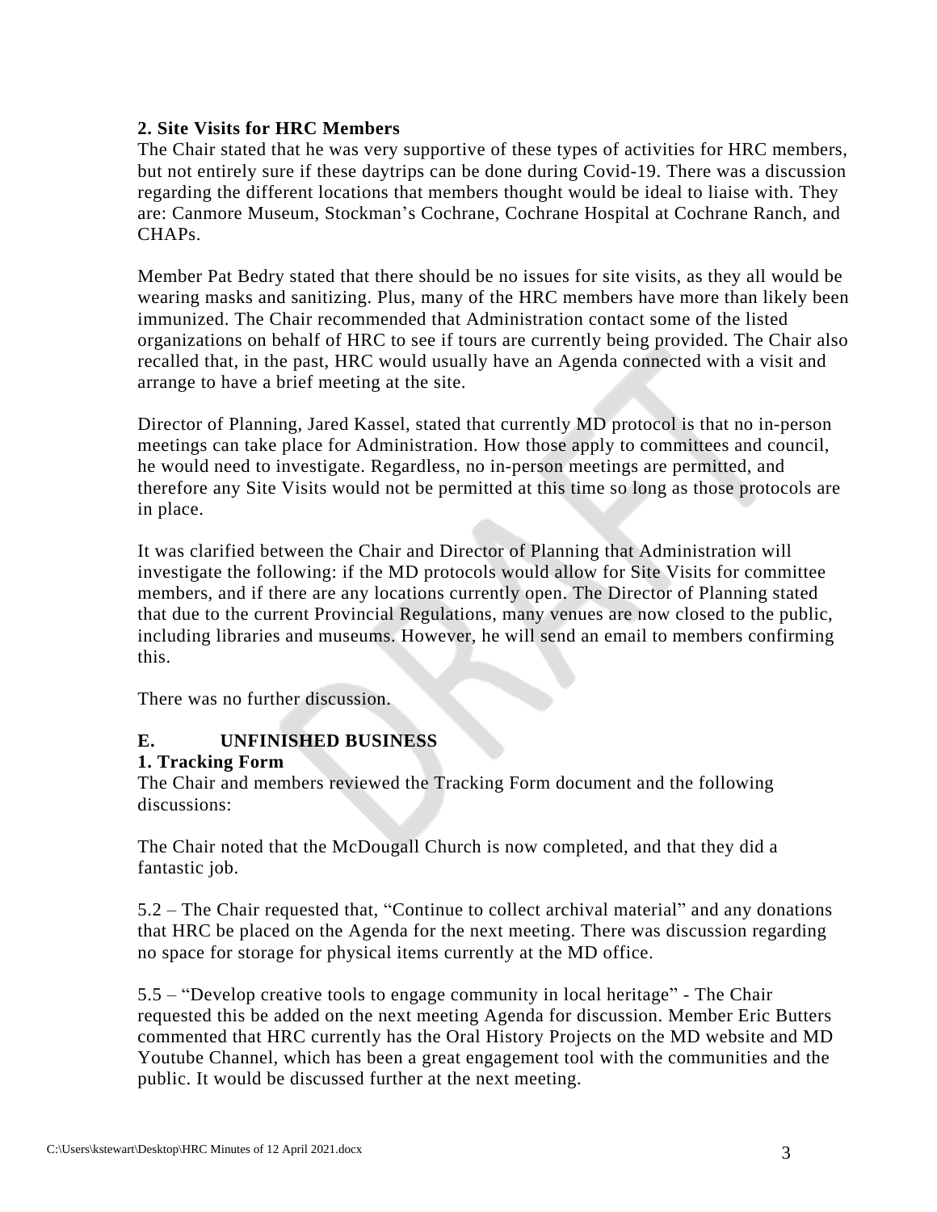**2. Site Visits for HRC Members**

The Chair stated that he was very supportive of these types of activities for HRC members, but not entirely sure if these daytrips can be done during Covid-19. There was a discussion regarding the different locations that members thought would be ideal to liaise with. They are: Canmore Museum, Stockman's Cochrane, Cochrane Hospital at Cochrane Ranch, and CHAPs.

Member Pat Bedry stated that there should be no issues for site visits, as they all would be wearing masks and sanitizing. Plus, many of the HRC members have more than likely been immunized. The Chair recommended that Administration contact some of the listed organizations on behalf of HRC to see if tours are currently being provided. The Chair also recalled that, in the past, HRC would usually have an Agenda connected with a visit and arrange to have a brief meeting at the site.

Director of Planning, Jared Kassel, stated that currently MD protocol is that no in-person meetings can take place for Administration. How those apply to committees and council, he would need to investigate. Regardless, no in-person meetings are permitted, and therefore any Site Visits would not be permitted at this time so long as those protocols are in place.

It was clarified between the Chair and Director of Planning that Administration will investigate the following: if the MD protocols would allow for Site Visits for committee members, and if there are any locations currently open. The Director of Planning stated that due to the current Provincial Regulations, many venues are now closed to the public, including libraries and museums. However, he will send an email to members confirming this.

There was no further discussion.

## E. UNFINISHED BUSINESS

**1. Tracking Form**

The Chair and members reviewed the Tracking Form document and the following discussions:

The Chair noted that the McDougall Church is now completed, and that they did a fantastic job.

5.2 – The Chair requested that, "Continue to collect archival material" and any donations that HRC be placed on the Agenda for the next meeting. There was discussion regarding no space for storage for physical items currently at the MD office.

5.5 – "Develop creative tools to engage community in local heritage" - The Chair requested this be added on the next meeting Agenda for discussion. Member Eric Butters commented that HRC currently has the Oral History Projects on the MD website and MD Youtube Channel, which has been a great engagement tool with the communities and the public. It would be discussed further at the next meeting.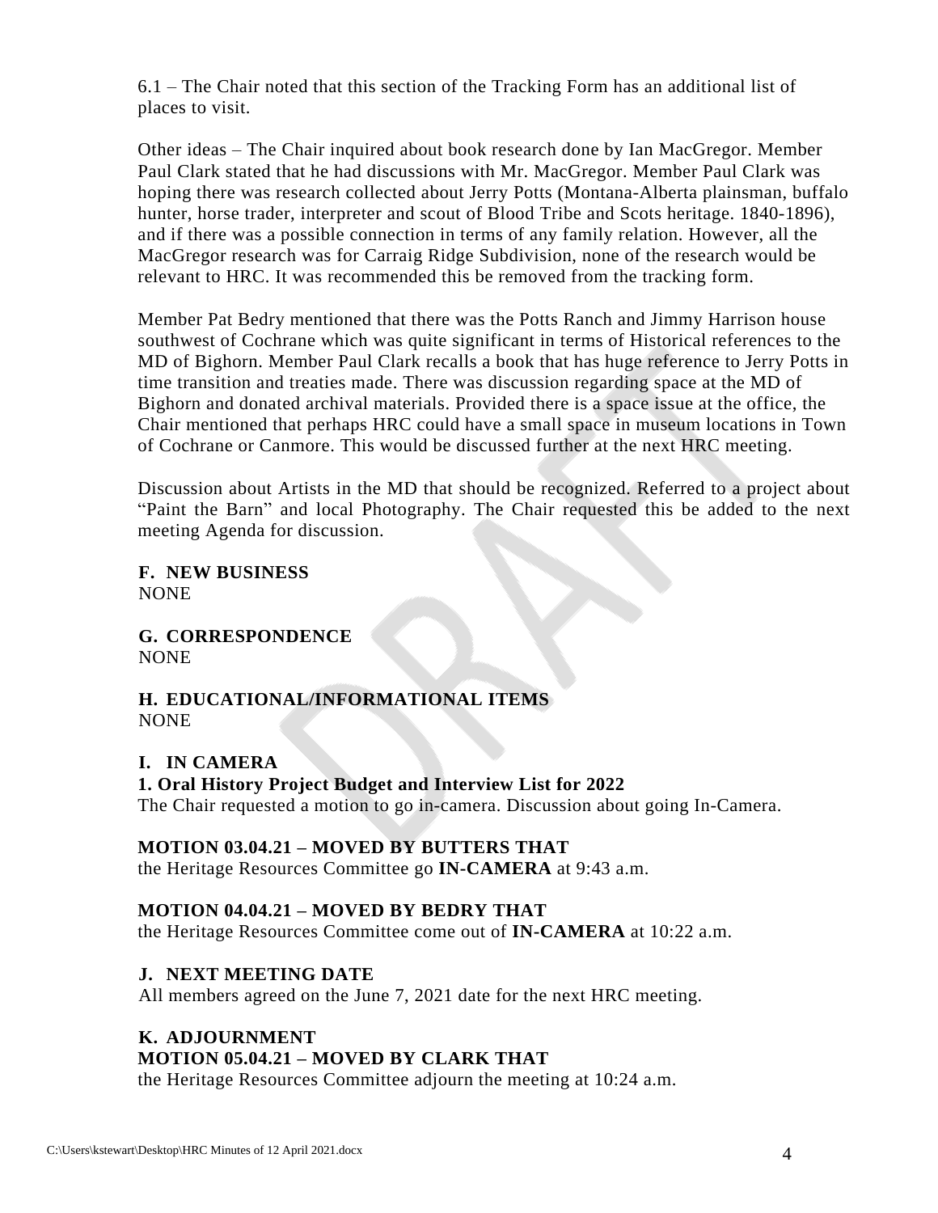6.1 – The Chair noted that this section of the Tracking Form has an additional list of places to visit.

Other ideas – The Chair inquired about book research done by Ian MacGregor. Member Paul Clark stated that he had discussions with Mr. MacGregor. Member Paul Clark was hoping there was research collected about Jerry Potts (Montana-Alberta plainsman, buffalo hunter, horse trader, interpreter and scout of Blood Tribe and Scots heritage. 1840-1896), and if there was a possible connection in terms of any family relation. However, all the MacGregor research was for Carraig Ridge Subdivision, none of the research would be relevant to HRC. It was recommended this be removed from the tracking form.

Member Pat Bedry mentioned that there was the Potts Ranch and Jimmy Harrison house southwest of Cochrane which was quite significant in terms of Historical references to the MD of Bighorn. Member Paul Clark recalls a book that has huge reference to Jerry Potts in time transition and treaties made. There was discussion regarding space at the MD of Bighorn and donated archival materials. Provided there is a space issue at the office, the Chair mentioned that perhaps HRC could have a small space in museum locations in Town of Cochrane or Canmore. This would be discussed further at the next HRC meeting.

Discussion about Artists in the MD that should be recognized. Referred to a project about "Paint the Barn" and local Photography. The Chair requested this be added to the next meeting Agenda for discussion.

**F. NEW BUSINESS**
NONE

**G. CORRESPONDENCE**
NONE

**H. EDUCATIONAL/INFORMATIONAL ITEMS**
NONE

**I. IN CAMERA**

**1. Oral History Project Budget and Interview List for 2022**
The Chair requested a motion to go in-camera. Discussion about going In-Camera.

**MOTION 03.04.21 – MOVED BY BUTTERS THAT**
the Heritage Resources Committee go **IN-CAMERA** at 9:43 a.m.

**MOTION 04.04.21 – MOVED BY BEDRY THAT**
the Heritage Resources Committee come out of **IN-CAMERA** at 10:22 a.m.

**J. NEXT MEETING DATE**
All members agreed on the June 7, 2021 date for the next HRC meeting.

**K. ADJOURNMENT**

**MOTION 05.04.21 – MOVED BY CLARK THAT**
the Heritage Resources Committee adjourn the meeting at 10:24 a.m.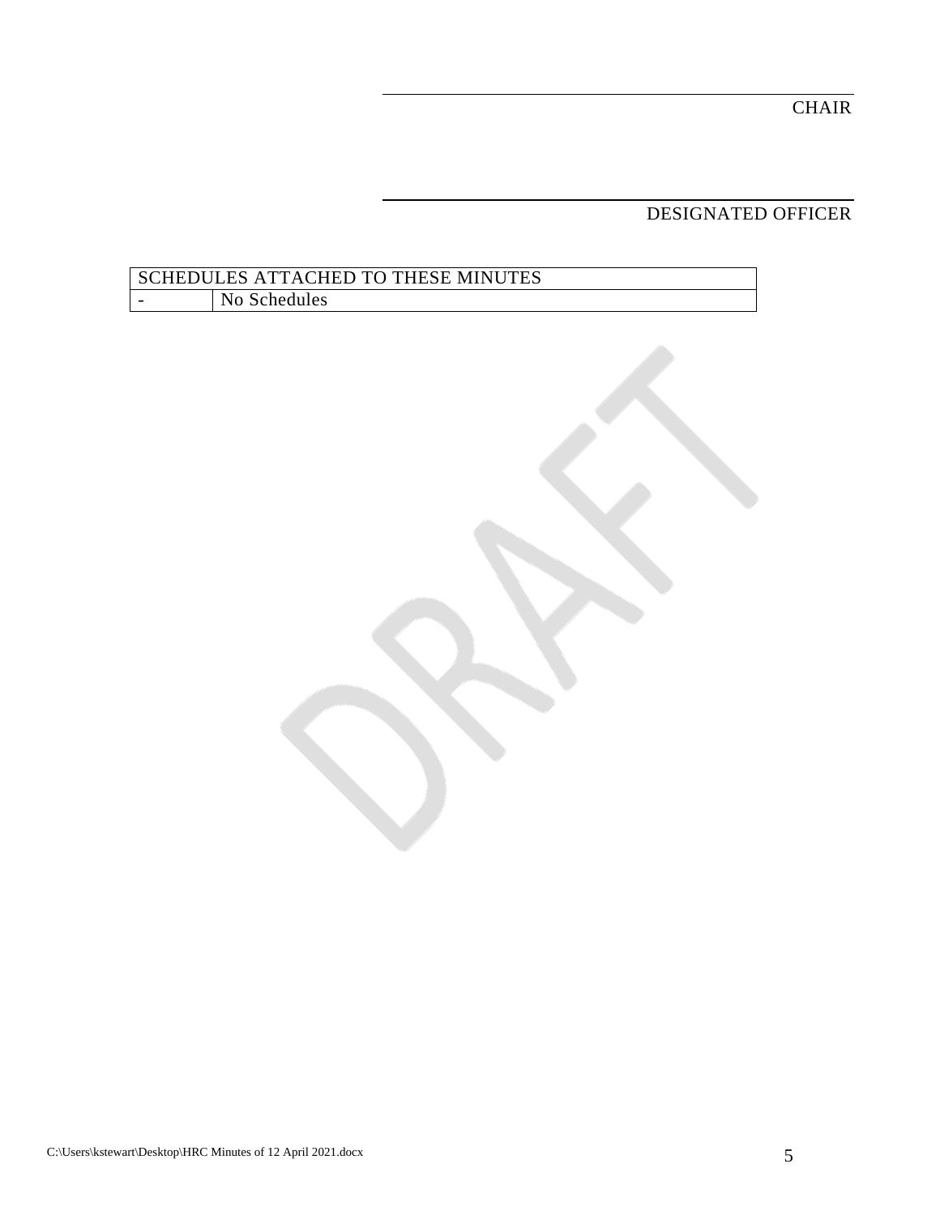\_\_\_\_\_\_\_\_\_\_\_\_\_\_\_\_\_\_\_\_\_\_\_\_\_\_\_\_\_\_\_\_\_\_\_\_\_\_\_\_

CHAIR

\_\_\_\_\_\_\_\_\_\_\_\_\_\_\_\_\_\_\_\_\_\_\_\_\_\_\_\_\_\_\_\_\_\_\_\_\_\_\_\_

DESIGNATED OFFICER

| SCHEDULES ATTACHED TO THESE MINUTES | |
|---|---|
| - | No Schedules |

DRAFT

C:\Users\kstewart\Desktop\HRC Minutes of 12 April 2021.docx